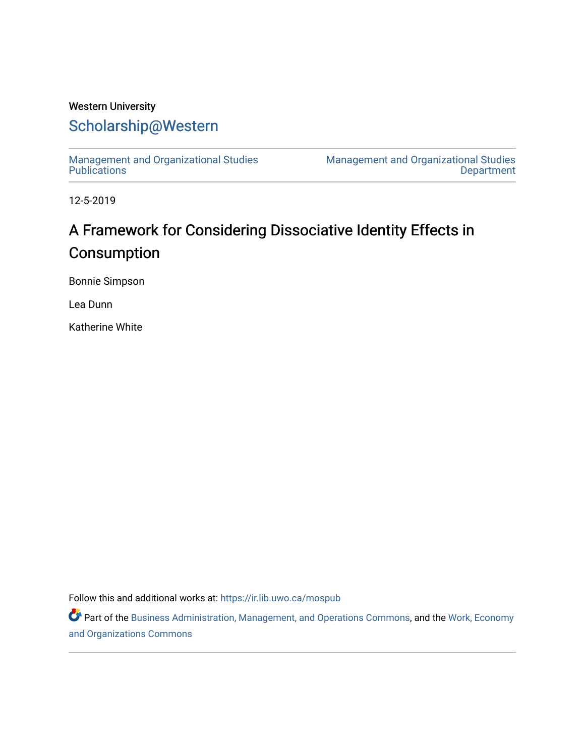Western University

## Scholarship@Western

Management and Organizational Studies Publications | Management and Organizational Studies Department

12-5-2019

# A Framework for Considering Dissociative Identity Effects in Consumption

Bonnie Simpson

Lea Dunn

Katherine White

Follow this and additional works at: https://ir.lib.uwo.ca/mospub

Part of the Business Administration, Management, and Operations Commons, and the Work, Economy and Organizations Commons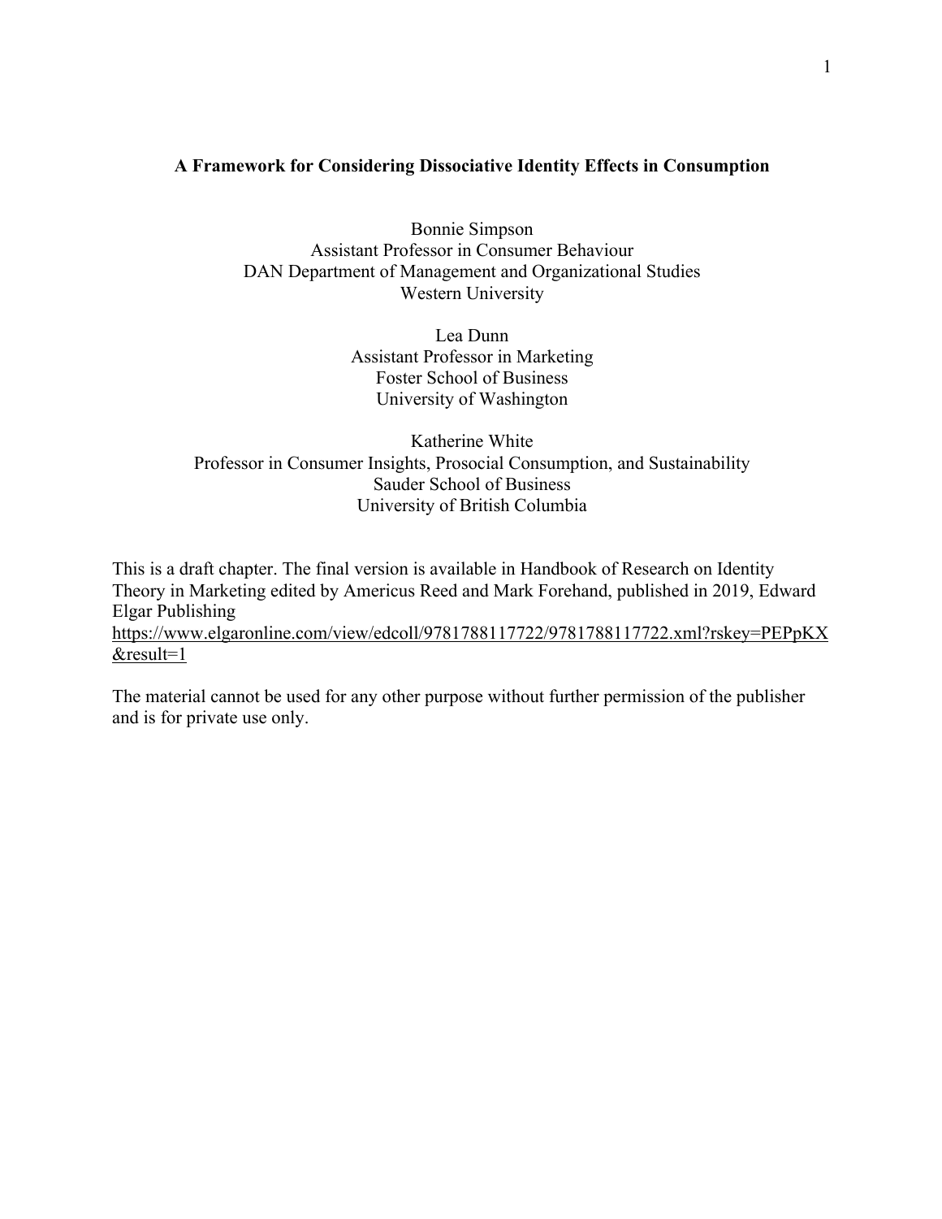**A Framework for Considering Dissociative Identity Effects in Consumption**

Bonnie Simpson
Assistant Professor in Consumer Behaviour
DAN Department of Management and Organizational Studies
Western University

Lea Dunn
Assistant Professor in Marketing
Foster School of Business
University of Washington

Katherine White
Professor in Consumer Insights, Prosocial Consumption, and Sustainability
Sauder School of Business
University of British Columbia

This is a draft chapter. The final version is available in Handbook of Research on Identity Theory in Marketing edited by Americus Reed and Mark Forehand, published in 2019, Edward Elgar Publishing
https://www.elgaronline.com/view/edcoll/9781788117722/9781788117722.xml?rskey=PEPpKX&result=1

The material cannot be used for any other purpose without further permission of the publisher and is for private use only.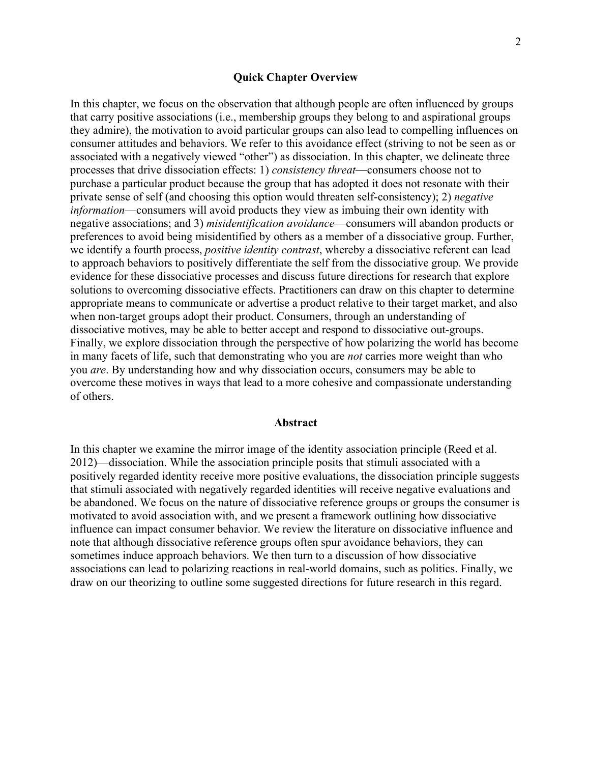## Quick Chapter Overview

In this chapter, we focus on the observation that although people are often influenced by groups that carry positive associations (i.e., membership groups they belong to and aspirational groups they admire), the motivation to avoid particular groups can also lead to compelling influences on consumer attitudes and behaviors. We refer to this avoidance effect (striving to not be seen as or associated with a negatively viewed "other") as dissociation. In this chapter, we delineate three processes that drive dissociation effects: 1) *consistency threat*—consumers choose not to purchase a particular product because the group that has adopted it does not resonate with their private sense of self (and choosing this option would threaten self-consistency); 2) *negative information*—consumers will avoid products they view as imbuing their own identity with negative associations; and 3) *misidentification avoidance*—consumers will abandon products or preferences to avoid being misidentified by others as a member of a dissociative group. Further, we identify a fourth process, *positive identity contrast*, whereby a dissociative referent can lead to approach behaviors to positively differentiate the self from the dissociative group. We provide evidence for these dissociative processes and discuss future directions for research that explore solutions to overcoming dissociative effects. Practitioners can draw on this chapter to determine appropriate means to communicate or advertise a product relative to their target market, and also when non-target groups adopt their product. Consumers, through an understanding of dissociative motives, may be able to better accept and respond to dissociative out-groups. Finally, we explore dissociation through the perspective of how polarizing the world has become in many facets of life, such that demonstrating who you are *not* carries more weight than who you *are*. By understanding how and why dissociation occurs, consumers may be able to overcome these motives in ways that lead to a more cohesive and compassionate understanding of others.

## Abstract

In this chapter we examine the mirror image of the identity association principle (Reed et al. 2012)—dissociation. While the association principle posits that stimuli associated with a positively regarded identity receive more positive evaluations, the dissociation principle suggests that stimuli associated with negatively regarded identities will receive negative evaluations and be abandoned. We focus on the nature of dissociative reference groups or groups the consumer is motivated to avoid association with, and we present a framework outlining how dissociative influence can impact consumer behavior. We review the literature on dissociative influence and note that although dissociative reference groups often spur avoidance behaviors, they can sometimes induce approach behaviors. We then turn to a discussion of how dissociative associations can lead to polarizing reactions in real-world domains, such as politics. Finally, we draw on our theorizing to outline some suggested directions for future research in this regard.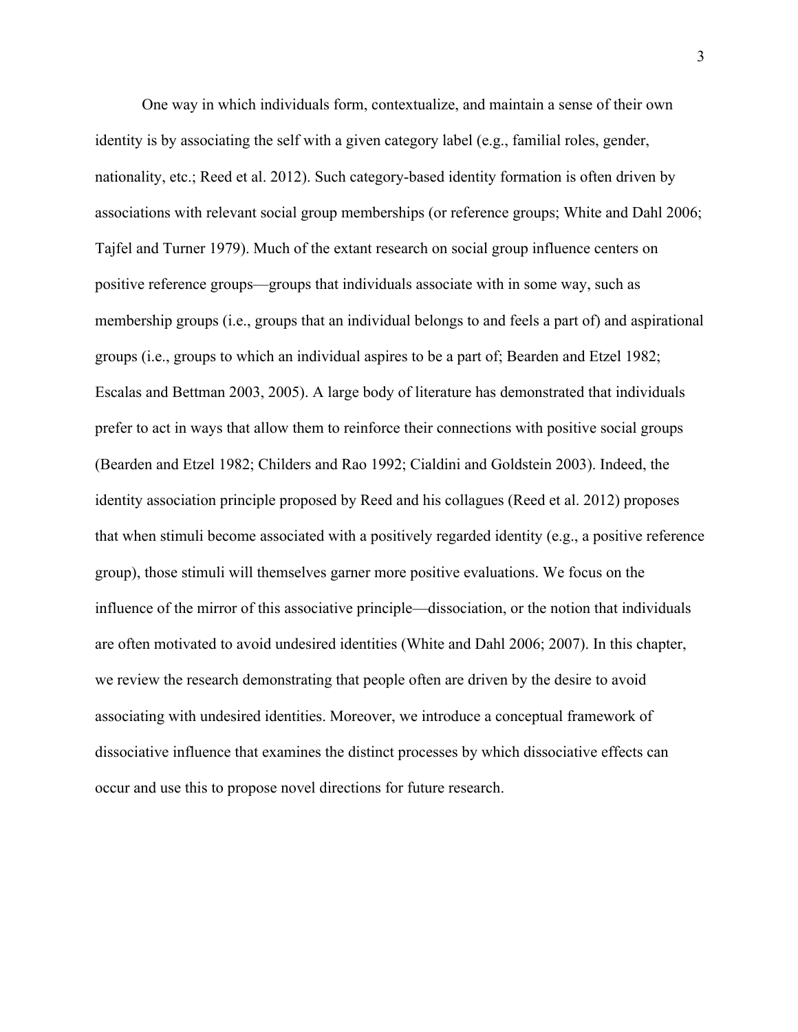One way in which individuals form, contextualize, and maintain a sense of their own identity is by associating the self with a given category label (e.g., familial roles, gender, nationality, etc.; Reed et al. 2012). Such category-based identity formation is often driven by associations with relevant social group memberships (or reference groups; White and Dahl 2006; Tajfel and Turner 1979). Much of the extant research on social group influence centers on positive reference groups—groups that individuals associate with in some way, such as membership groups (i.e., groups that an individual belongs to and feels a part of) and aspirational groups (i.e., groups to which an individual aspires to be a part of; Bearden and Etzel 1982; Escalas and Bettman 2003, 2005). A large body of literature has demonstrated that individuals prefer to act in ways that allow them to reinforce their connections with positive social groups (Bearden and Etzel 1982; Childers and Rao 1992; Cialdini and Goldstein 2003). Indeed, the identity association principle proposed by Reed and his collagues (Reed et al. 2012) proposes that when stimuli become associated with a positively regarded identity (e.g., a positive reference group), those stimuli will themselves garner more positive evaluations. We focus on the influence of the mirror of this associative principle—dissociation, or the notion that individuals are often motivated to avoid undesired identities (White and Dahl 2006; 2007). In this chapter, we review the research demonstrating that people often are driven by the desire to avoid associating with undesired identities. Moreover, we introduce a conceptual framework of dissociative influence that examines the distinct processes by which dissociative effects can occur and use this to propose novel directions for future research.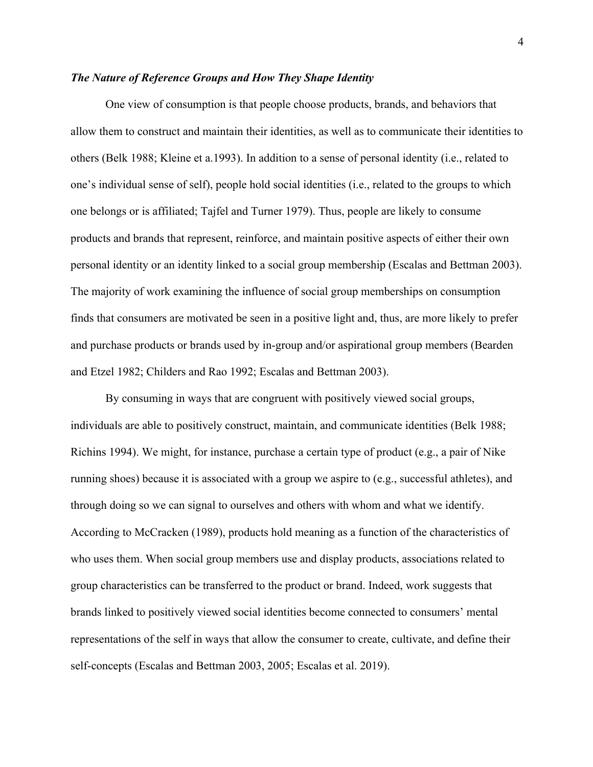### *The Nature of Reference Groups and How They Shape Identity*

One view of consumption is that people choose products, brands, and behaviors that allow them to construct and maintain their identities, as well as to communicate their identities to others (Belk 1988; Kleine et a.1993). In addition to a sense of personal identity (i.e., related to one's individual sense of self), people hold social identities (i.e., related to the groups to which one belongs or is affiliated; Tajfel and Turner 1979). Thus, people are likely to consume products and brands that represent, reinforce, and maintain positive aspects of either their own personal identity or an identity linked to a social group membership (Escalas and Bettman 2003). The majority of work examining the influence of social group memberships on consumption finds that consumers are motivated be seen in a positive light and, thus, are more likely to prefer and purchase products or brands used by in-group and/or aspirational group members (Bearden and Etzel 1982; Childers and Rao 1992; Escalas and Bettman 2003).

By consuming in ways that are congruent with positively viewed social groups, individuals are able to positively construct, maintain, and communicate identities (Belk 1988; Richins 1994). We might, for instance, purchase a certain type of product (e.g., a pair of Nike running shoes) because it is associated with a group we aspire to (e.g., successful athletes), and through doing so we can signal to ourselves and others with whom and what we identify. According to McCracken (1989), products hold meaning as a function of the characteristics of who uses them. When social group members use and display products, associations related to group characteristics can be transferred to the product or brand. Indeed, work suggests that brands linked to positively viewed social identities become connected to consumers' mental representations of the self in ways that allow the consumer to create, cultivate, and define their self-concepts (Escalas and Bettman 2003, 2005; Escalas et al. 2019).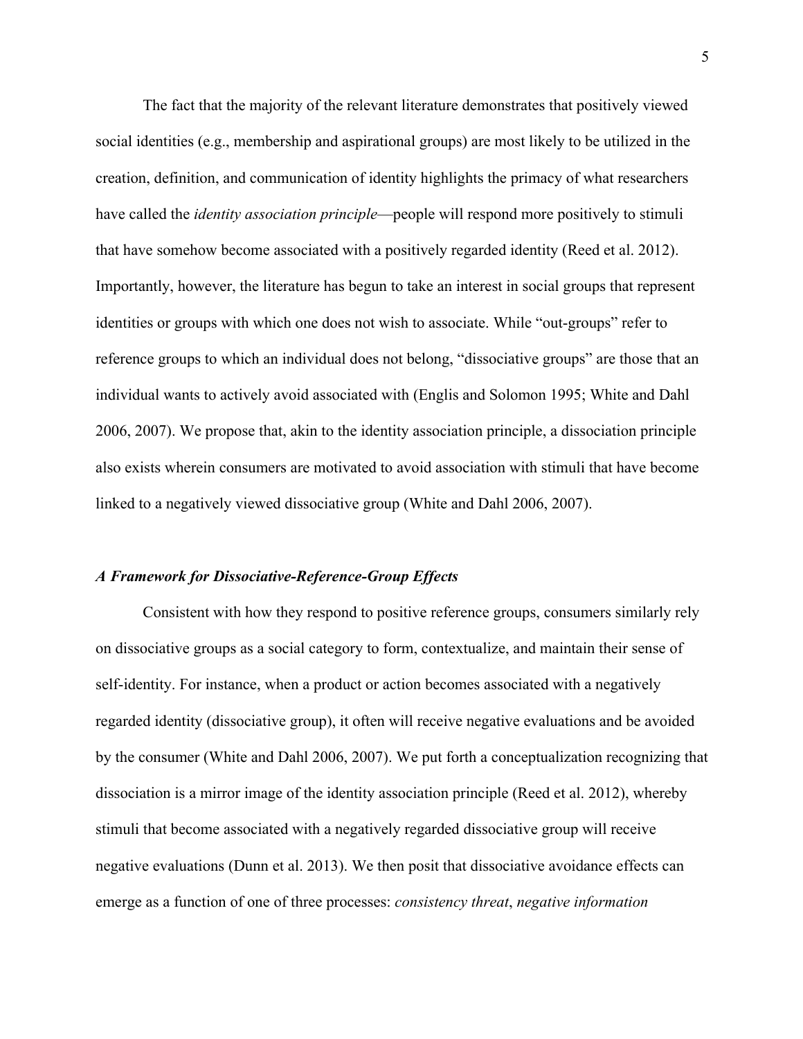The fact that the majority of the relevant literature demonstrates that positively viewed social identities (e.g., membership and aspirational groups) are most likely to be utilized in the creation, definition, and communication of identity highlights the primacy of what researchers have called the *identity association principle*—people will respond more positively to stimuli that have somehow become associated with a positively regarded identity (Reed et al. 2012). Importantly, however, the literature has begun to take an interest in social groups that represent identities or groups with which one does not wish to associate. While "out-groups" refer to reference groups to which an individual does not belong, "dissociative groups" are those that an individual wants to actively avoid associated with (Englis and Solomon 1995; White and Dahl 2006, 2007). We propose that, akin to the identity association principle, a dissociation principle also exists wherein consumers are motivated to avoid association with stimuli that have become linked to a negatively viewed dissociative group (White and Dahl 2006, 2007).

### *A Framework for Dissociative-Reference-Group Effects*

Consistent with how they respond to positive reference groups, consumers similarly rely on dissociative groups as a social category to form, contextualize, and maintain their sense of self-identity. For instance, when a product or action becomes associated with a negatively regarded identity (dissociative group), it often will receive negative evaluations and be avoided by the consumer (White and Dahl 2006, 2007). We put forth a conceptualization recognizing that dissociation is a mirror image of the identity association principle (Reed et al. 2012), whereby stimuli that become associated with a negatively regarded dissociative group will receive negative evaluations (Dunn et al. 2013). We then posit that dissociative avoidance effects can emerge as a function of one of three processes: *consistency threat*, *negative information*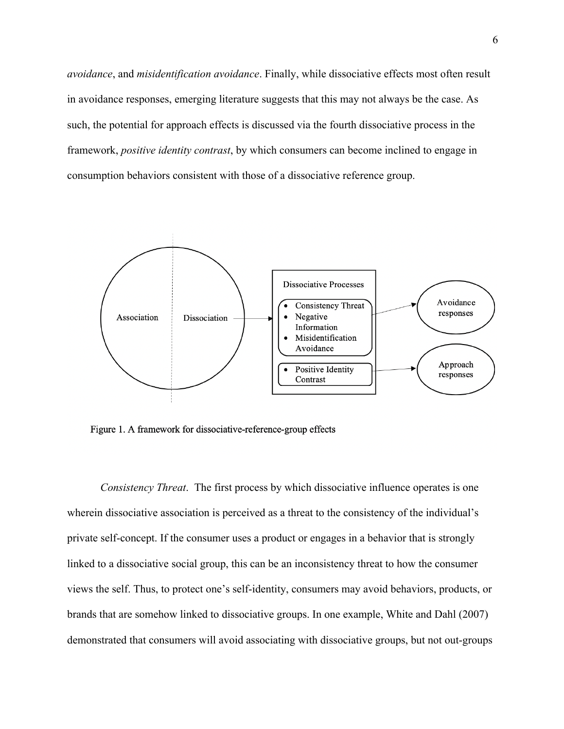*avoidance*, and *misidentification avoidance*. Finally, while dissociative effects most often result in avoidance responses, emerging literature suggests that this may not always be the case. As such, the potential for approach effects is discussed via the fourth dissociative process in the framework, *positive identity contrast*, by which consumers can become inclined to engage in consumption behaviors consistent with those of a dissociative reference group.

Figure 1. A framework for dissociative-reference-group effects

*Consistency Threat*. The first process by which dissociative influence operates is one wherein dissociative association is perceived as a threat to the consistency of the individual's private self-concept. If the consumer uses a product or engages in a behavior that is strongly linked to a dissociative social group, this can be an inconsistency threat to how the consumer views the self. Thus, to protect one's self-identity, consumers may avoid behaviors, products, or brands that are somehow linked to dissociative groups. In one example, White and Dahl (2007) demonstrated that consumers will avoid associating with dissociative groups, but not out-groups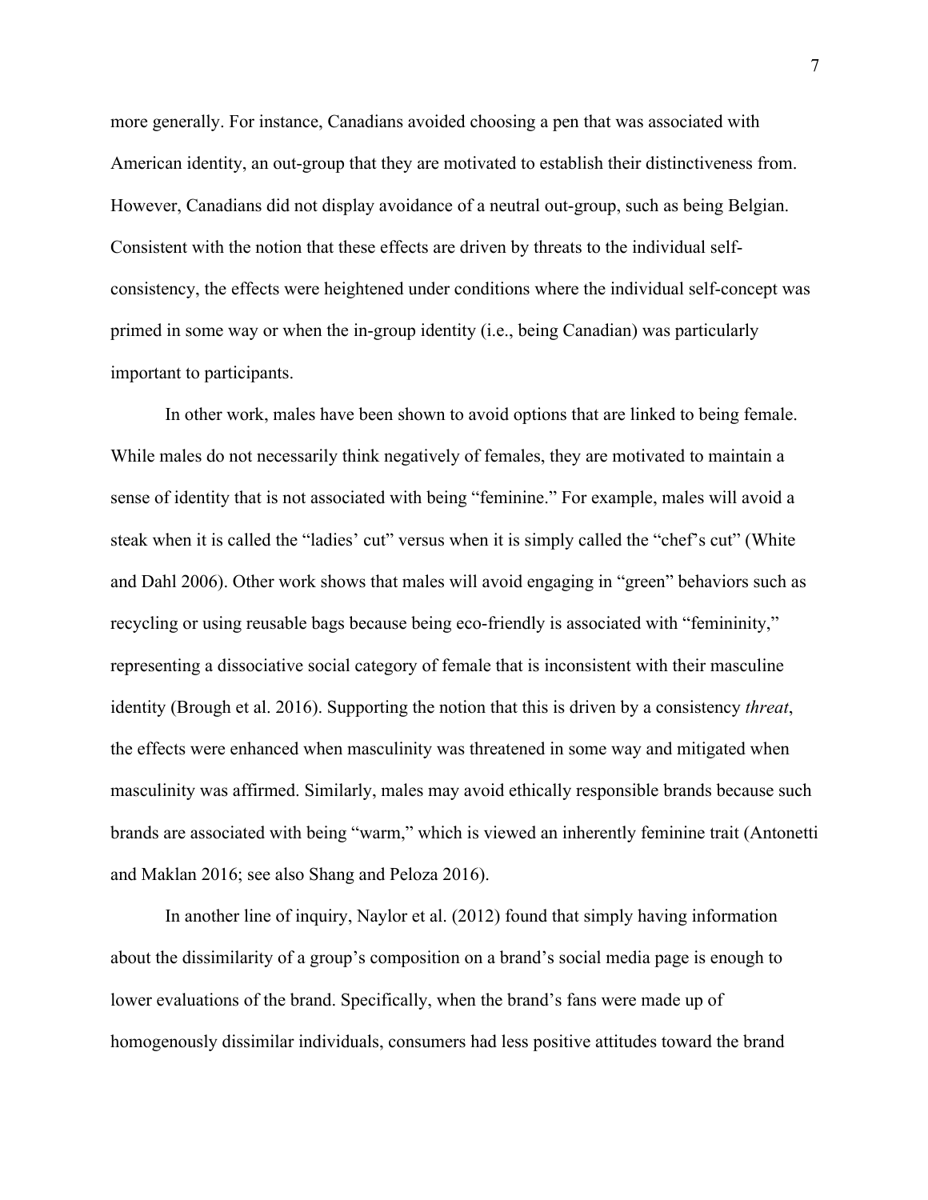more generally. For instance, Canadians avoided choosing a pen that was associated with American identity, an out-group that they are motivated to establish their distinctiveness from. However, Canadians did not display avoidance of a neutral out-group, such as being Belgian. Consistent with the notion that these effects are driven by threats to the individual self-consistency, the effects were heightened under conditions where the individual self-concept was primed in some way or when the in-group identity (i.e., being Canadian) was particularly important to participants.

In other work, males have been shown to avoid options that are linked to being female. While males do not necessarily think negatively of females, they are motivated to maintain a sense of identity that is not associated with being "feminine." For example, males will avoid a steak when it is called the "ladies' cut" versus when it is simply called the "chef's cut" (White and Dahl 2006). Other work shows that males will avoid engaging in "green" behaviors such as recycling or using reusable bags because being eco-friendly is associated with "femininity," representing a dissociative social category of female that is inconsistent with their masculine identity (Brough et al. 2016). Supporting the notion that this is driven by a consistency *threat*, the effects were enhanced when masculinity was threatened in some way and mitigated when masculinity was affirmed. Similarly, males may avoid ethically responsible brands because such brands are associated with being "warm," which is viewed an inherently feminine trait (Antonetti and Maklan 2016; see also Shang and Peloza 2016).

In another line of inquiry, Naylor et al. (2012) found that simply having information about the dissimilarity of a group's composition on a brand's social media page is enough to lower evaluations of the brand. Specifically, when the brand's fans were made up of homogenously dissimilar individuals, consumers had less positive attitudes toward the brand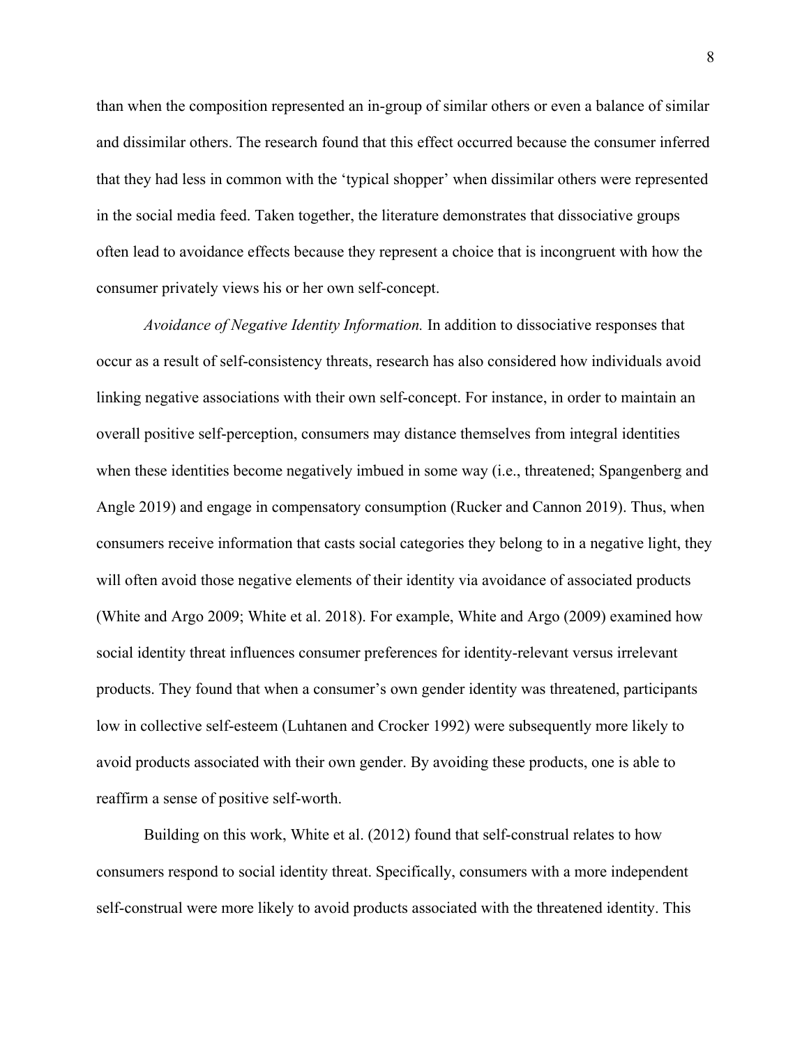than when the composition represented an in-group of similar others or even a balance of similar and dissimilar others. The research found that this effect occurred because the consumer inferred that they had less in common with the 'typical shopper' when dissimilar others were represented in the social media feed. Taken together, the literature demonstrates that dissociative groups often lead to avoidance effects because they represent a choice that is incongruent with how the consumer privately views his or her own self-concept.

*Avoidance of Negative Identity Information.* In addition to dissociative responses that occur as a result of self-consistency threats, research has also considered how individuals avoid linking negative associations with their own self-concept. For instance, in order to maintain an overall positive self-perception, consumers may distance themselves from integral identities when these identities become negatively imbued in some way (i.e., threatened; Spangenberg and Angle 2019) and engage in compensatory consumption (Rucker and Cannon 2019). Thus, when consumers receive information that casts social categories they belong to in a negative light, they will often avoid those negative elements of their identity via avoidance of associated products (White and Argo 2009; White et al. 2018). For example, White and Argo (2009) examined how social identity threat influences consumer preferences for identity-relevant versus irrelevant products. They found that when a consumer's own gender identity was threatened, participants low in collective self-esteem (Luhtanen and Crocker 1992) were subsequently more likely to avoid products associated with their own gender. By avoiding these products, one is able to reaffirm a sense of positive self-worth.

Building on this work, White et al. (2012) found that self-construal relates to how consumers respond to social identity threat. Specifically, consumers with a more independent self-construal were more likely to avoid products associated with the threatened identity. This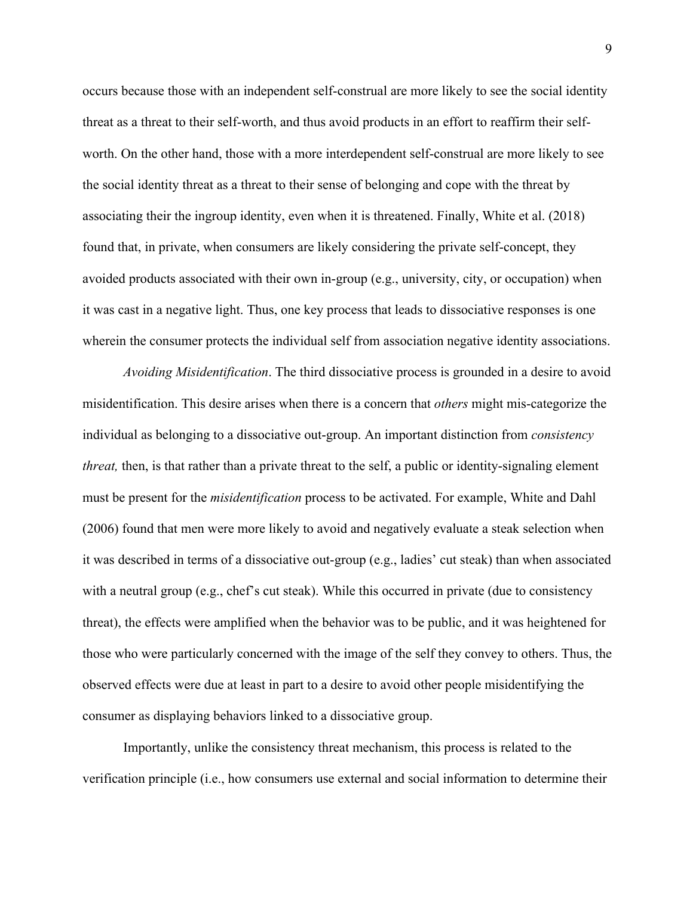occurs because those with an independent self-construal are more likely to see the social identity threat as a threat to their self-worth, and thus avoid products in an effort to reaffirm their self-worth. On the other hand, those with a more interdependent self-construal are more likely to see the social identity threat as a threat to their sense of belonging and cope with the threat by associating their the ingroup identity, even when it is threatened. Finally, White et al. (2018) found that, in private, when consumers are likely considering the private self-concept, they avoided products associated with their own in-group (e.g., university, city, or occupation) when it was cast in a negative light. Thus, one key process that leads to dissociative responses is one wherein the consumer protects the individual self from association negative identity associations.

*Avoiding Misidentification*. The third dissociative process is grounded in a desire to avoid misidentification. This desire arises when there is a concern that *others* might mis-categorize the individual as belonging to a dissociative out-group. An important distinction from *consistency threat,* then, is that rather than a private threat to the self, a public or identity-signaling element must be present for the *misidentification* process to be activated. For example, White and Dahl (2006) found that men were more likely to avoid and negatively evaluate a steak selection when it was described in terms of a dissociative out-group (e.g., ladies' cut steak) than when associated with a neutral group (e.g., chef's cut steak). While this occurred in private (due to consistency threat), the effects were amplified when the behavior was to be public, and it was heightened for those who were particularly concerned with the image of the self they convey to others. Thus, the observed effects were due at least in part to a desire to avoid other people misidentifying the consumer as displaying behaviors linked to a dissociative group.

Importantly, unlike the consistency threat mechanism, this process is related to the verification principle (i.e., how consumers use external and social information to determine their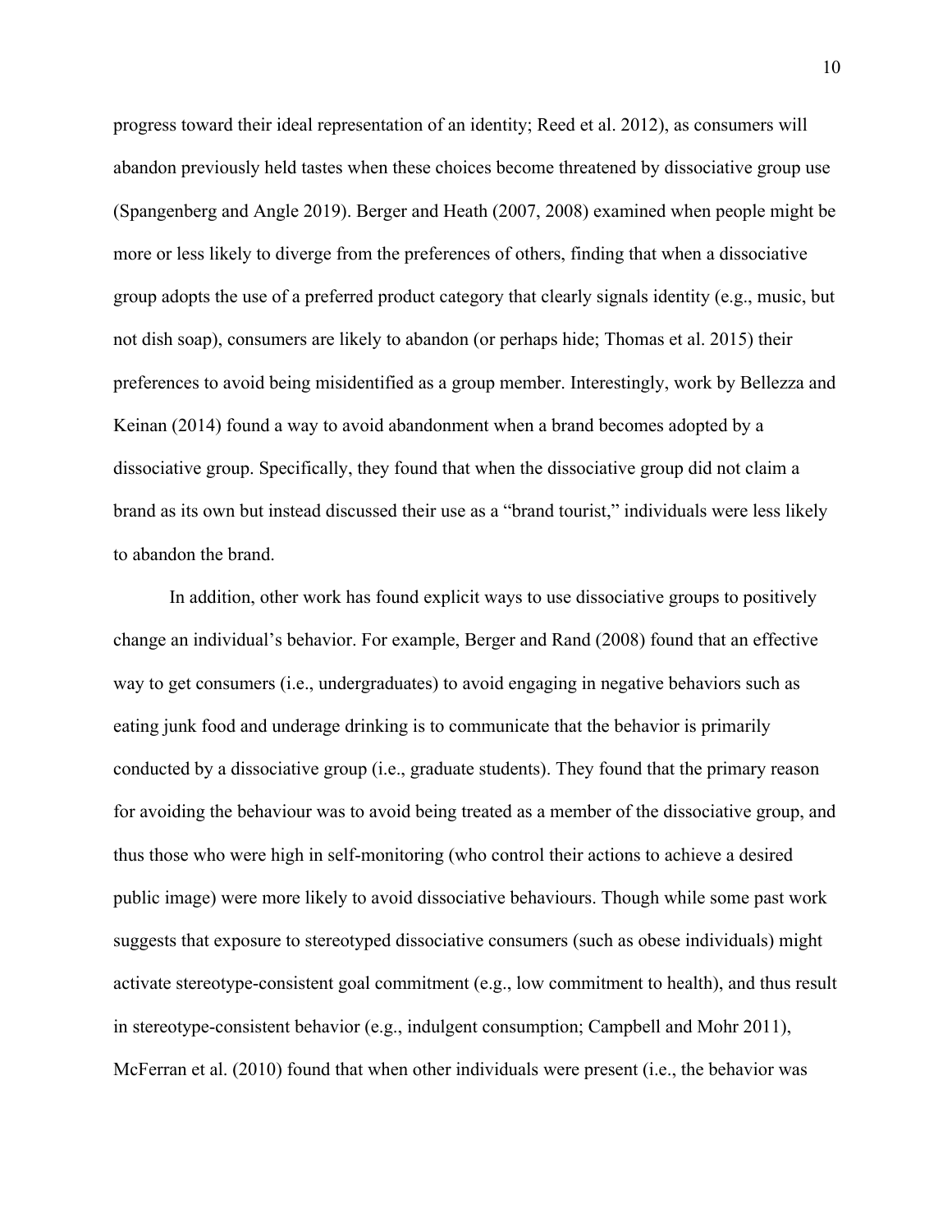progress toward their ideal representation of an identity; Reed et al. 2012), as consumers will abandon previously held tastes when these choices become threatened by dissociative group use (Spangenberg and Angle 2019). Berger and Heath (2007, 2008) examined when people might be more or less likely to diverge from the preferences of others, finding that when a dissociative group adopts the use of a preferred product category that clearly signals identity (e.g., music, but not dish soap), consumers are likely to abandon (or perhaps hide; Thomas et al. 2015) their preferences to avoid being misidentified as a group member. Interestingly, work by Bellezza and Keinan (2014) found a way to avoid abandonment when a brand becomes adopted by a dissociative group. Specifically, they found that when the dissociative group did not claim a brand as its own but instead discussed their use as a "brand tourist," individuals were less likely to abandon the brand.

In addition, other work has found explicit ways to use dissociative groups to positively change an individual's behavior. For example, Berger and Rand (2008) found that an effective way to get consumers (i.e., undergraduates) to avoid engaging in negative behaviors such as eating junk food and underage drinking is to communicate that the behavior is primarily conducted by a dissociative group (i.e., graduate students). They found that the primary reason for avoiding the behaviour was to avoid being treated as a member of the dissociative group, and thus those who were high in self-monitoring (who control their actions to achieve a desired public image) were more likely to avoid dissociative behaviours. Though while some past work suggests that exposure to stereotyped dissociative consumers (such as obese individuals) might activate stereotype-consistent goal commitment (e.g., low commitment to health), and thus result in stereotype-consistent behavior (e.g., indulgent consumption; Campbell and Mohr 2011), McFerran et al. (2010) found that when other individuals were present (i.e., the behavior was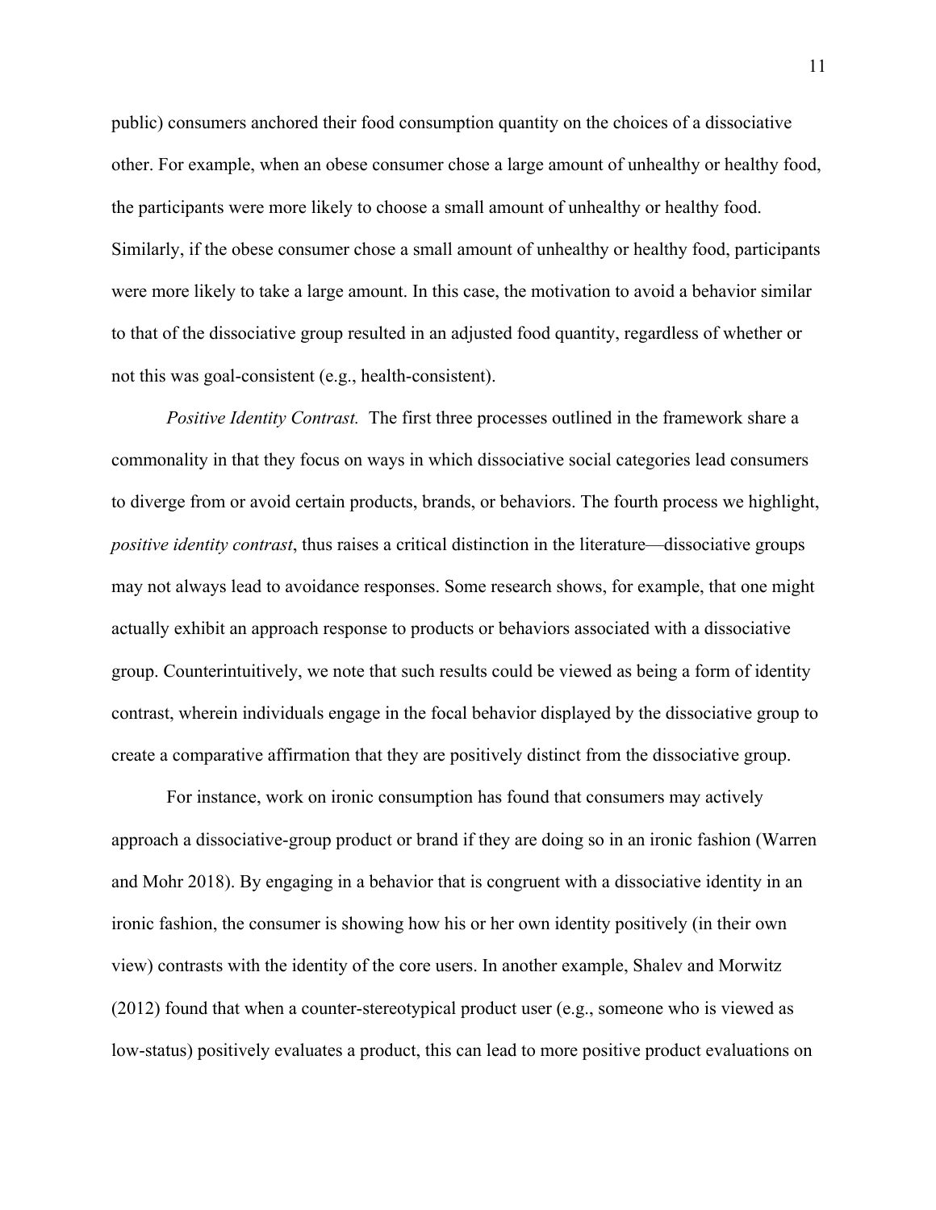public) consumers anchored their food consumption quantity on the choices of a dissociative other. For example, when an obese consumer chose a large amount of unhealthy or healthy food, the participants were more likely to choose a small amount of unhealthy or healthy food. Similarly, if the obese consumer chose a small amount of unhealthy or healthy food, participants were more likely to take a large amount. In this case, the motivation to avoid a behavior similar to that of the dissociative group resulted in an adjusted food quantity, regardless of whether or not this was goal-consistent (e.g., health-consistent).

*Positive Identity Contrast.* The first three processes outlined in the framework share a commonality in that they focus on ways in which dissociative social categories lead consumers to diverge from or avoid certain products, brands, or behaviors. The fourth process we highlight, *positive identity contrast*, thus raises a critical distinction in the literature—dissociative groups may not always lead to avoidance responses. Some research shows, for example, that one might actually exhibit an approach response to products or behaviors associated with a dissociative group. Counterintuitively, we note that such results could be viewed as being a form of identity contrast, wherein individuals engage in the focal behavior displayed by the dissociative group to create a comparative affirmation that they are positively distinct from the dissociative group.

For instance, work on ironic consumption has found that consumers may actively approach a dissociative-group product or brand if they are doing so in an ironic fashion (Warren and Mohr 2018). By engaging in a behavior that is congruent with a dissociative identity in an ironic fashion, the consumer is showing how his or her own identity positively (in their own view) contrasts with the identity of the core users. In another example, Shalev and Morwitz (2012) found that when a counter-stereotypical product user (e.g., someone who is viewed as low-status) positively evaluates a product, this can lead to more positive product evaluations on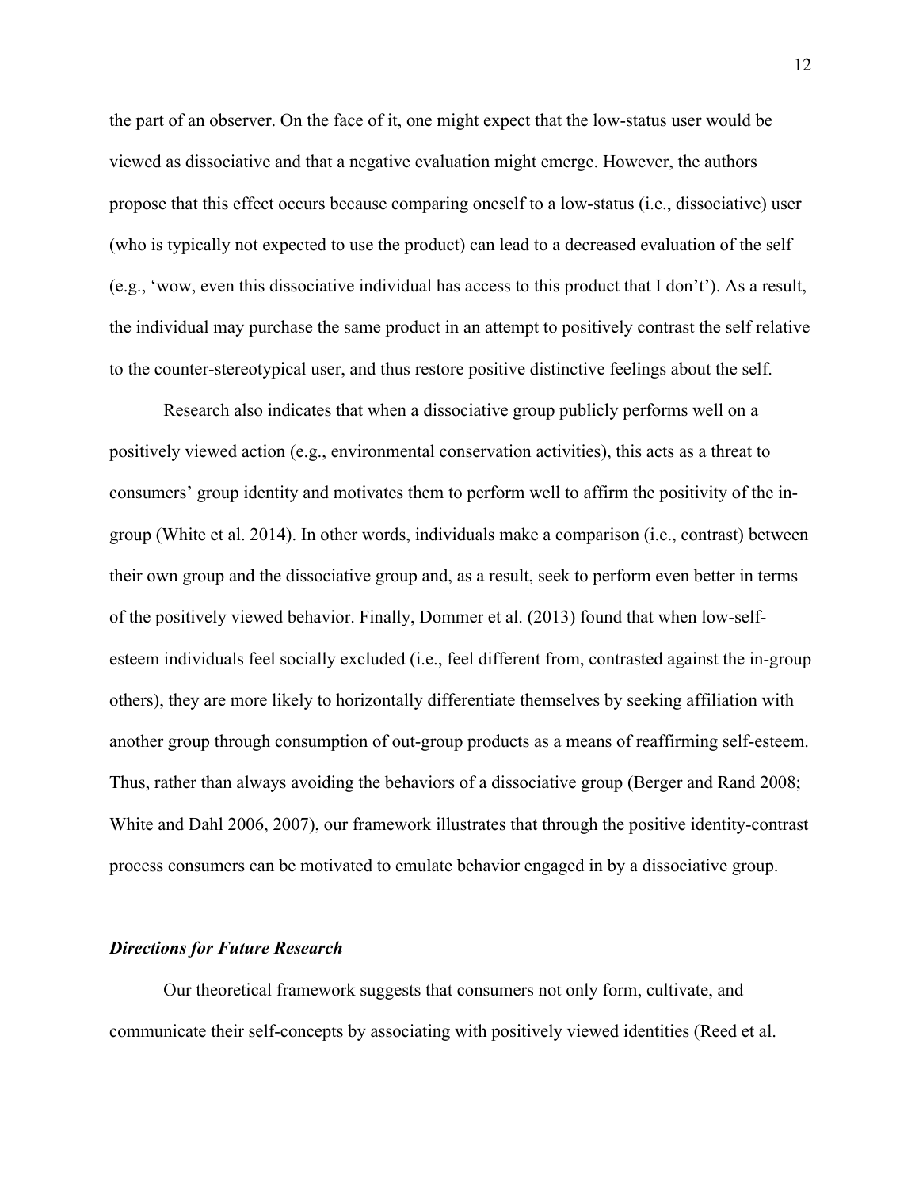the part of an observer. On the face of it, one might expect that the low-status user would be viewed as dissociative and that a negative evaluation might emerge. However, the authors propose that this effect occurs because comparing oneself to a low-status (i.e., dissociative) user (who is typically not expected to use the product) can lead to a decreased evaluation of the self (e.g., 'wow, even this dissociative individual has access to this product that I don't'). As a result, the individual may purchase the same product in an attempt to positively contrast the self relative to the counter-stereotypical user, and thus restore positive distinctive feelings about the self.

Research also indicates that when a dissociative group publicly performs well on a positively viewed action (e.g., environmental conservation activities), this acts as a threat to consumers' group identity and motivates them to perform well to affirm the positivity of the in-group (White et al. 2014). In other words, individuals make a comparison (i.e., contrast) between their own group and the dissociative group and, as a result, seek to perform even better in terms of the positively viewed behavior. Finally, Dommer et al. (2013) found that when low-self-esteem individuals feel socially excluded (i.e., feel different from, contrasted against the in-group others), they are more likely to horizontally differentiate themselves by seeking affiliation with another group through consumption of out-group products as a means of reaffirming self-esteem. Thus, rather than always avoiding the behaviors of a dissociative group (Berger and Rand 2008; White and Dahl 2006, 2007), our framework illustrates that through the positive identity-contrast process consumers can be motivated to emulate behavior engaged in by a dissociative group.

### ***Directions for Future Research***

Our theoretical framework suggests that consumers not only form, cultivate, and communicate their self-concepts by associating with positively viewed identities (Reed et al.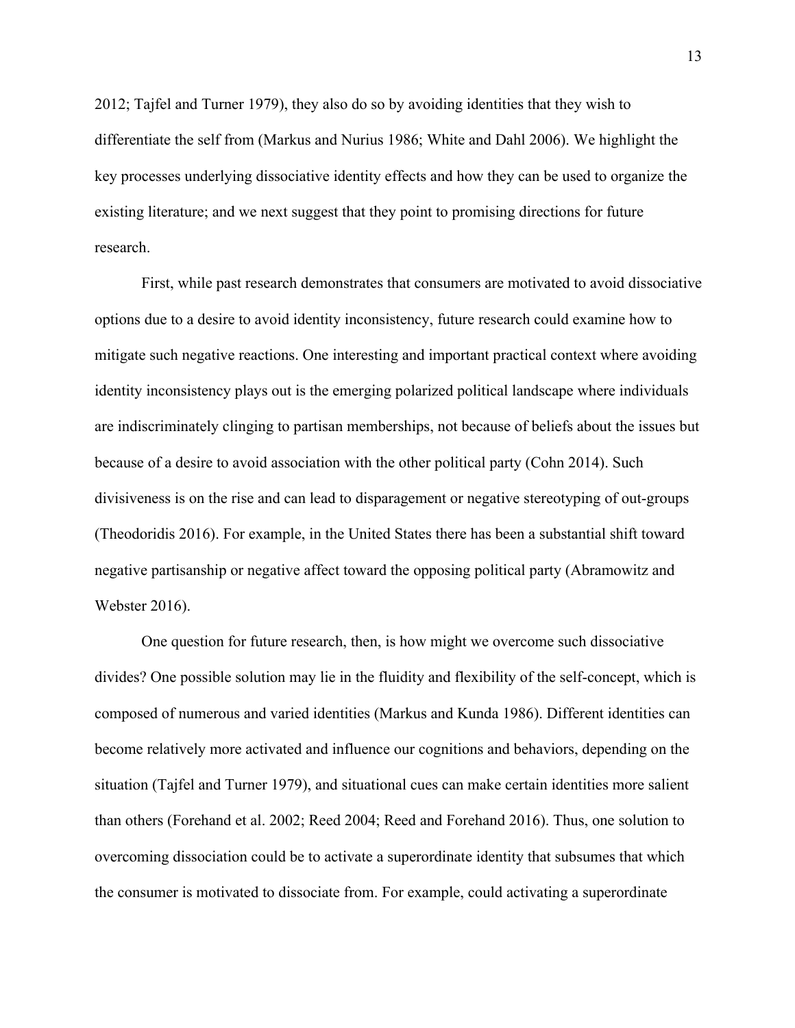2012; Tajfel and Turner 1979), they also do so by avoiding identities that they wish to differentiate the self from (Markus and Nurius 1986; White and Dahl 2006). We highlight the key processes underlying dissociative identity effects and how they can be used to organize the existing literature; and we next suggest that they point to promising directions for future research.

First, while past research demonstrates that consumers are motivated to avoid dissociative options due to a desire to avoid identity inconsistency, future research could examine how to mitigate such negative reactions. One interesting and important practical context where avoiding identity inconsistency plays out is the emerging polarized political landscape where individuals are indiscriminately clinging to partisan memberships, not because of beliefs about the issues but because of a desire to avoid association with the other political party (Cohn 2014). Such divisiveness is on the rise and can lead to disparagement or negative stereotyping of out-groups (Theodoridis 2016). For example, in the United States there has been a substantial shift toward negative partisanship or negative affect toward the opposing political party (Abramowitz and Webster 2016).

One question for future research, then, is how might we overcome such dissociative divides? One possible solution may lie in the fluidity and flexibility of the self-concept, which is composed of numerous and varied identities (Markus and Kunda 1986). Different identities can become relatively more activated and influence our cognitions and behaviors, depending on the situation (Tajfel and Turner 1979), and situational cues can make certain identities more salient than others (Forehand et al. 2002; Reed 2004; Reed and Forehand 2016). Thus, one solution to overcoming dissociation could be to activate a superordinate identity that subsumes that which the consumer is motivated to dissociate from. For example, could activating a superordinate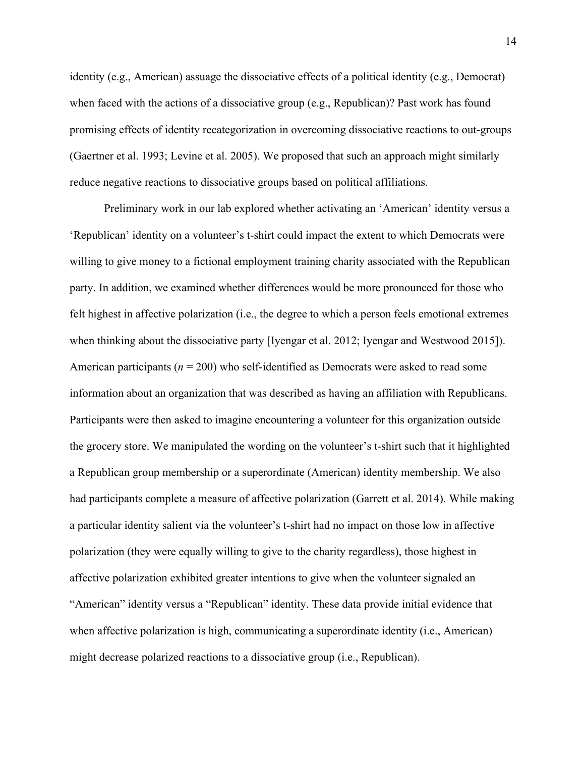identity (e.g., American) assuage the dissociative effects of a political identity (e.g., Democrat) when faced with the actions of a dissociative group (e.g., Republican)? Past work has found promising effects of identity recategorization in overcoming dissociative reactions to out-groups (Gaertner et al. 1993; Levine et al. 2005). We proposed that such an approach might similarly reduce negative reactions to dissociative groups based on political affiliations.

Preliminary work in our lab explored whether activating an 'American' identity versus a 'Republican' identity on a volunteer's t-shirt could impact the extent to which Democrats were willing to give money to a fictional employment training charity associated with the Republican party. In addition, we examined whether differences would be more pronounced for those who felt highest in affective polarization (i.e., the degree to which a person feels emotional extremes when thinking about the dissociative party [Iyengar et al. 2012; Iyengar and Westwood 2015]). American participants ($n$ = 200) who self-identified as Democrats were asked to read some information about an organization that was described as having an affiliation with Republicans. Participants were then asked to imagine encountering a volunteer for this organization outside the grocery store. We manipulated the wording on the volunteer's t-shirt such that it highlighted a Republican group membership or a superordinate (American) identity membership. We also had participants complete a measure of affective polarization (Garrett et al. 2014). While making a particular identity salient via the volunteer's t-shirt had no impact on those low in affective polarization (they were equally willing to give to the charity regardless), those highest in affective polarization exhibited greater intentions to give when the volunteer signaled an "American" identity versus a "Republican" identity. These data provide initial evidence that when affective polarization is high, communicating a superordinate identity (i.e., American) might decrease polarized reactions to a dissociative group (i.e., Republican).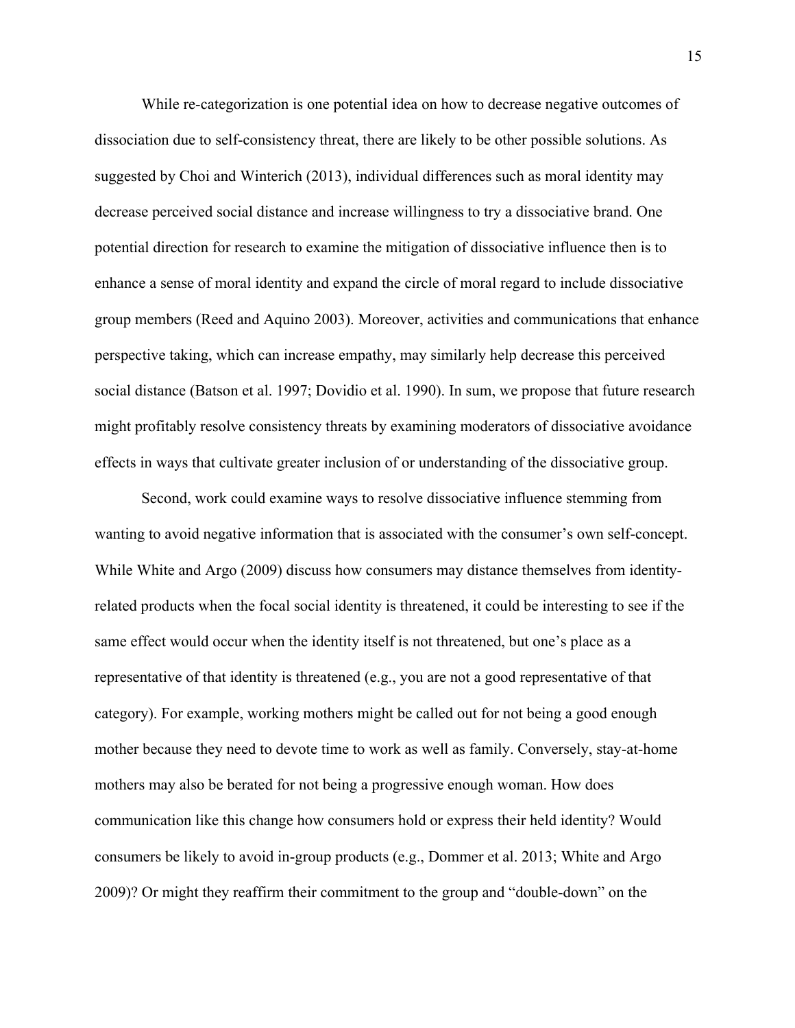While re-categorization is one potential idea on how to decrease negative outcomes of dissociation due to self-consistency threat, there are likely to be other possible solutions. As suggested by Choi and Winterich (2013), individual differences such as moral identity may decrease perceived social distance and increase willingness to try a dissociative brand. One potential direction for research to examine the mitigation of dissociative influence then is to enhance a sense of moral identity and expand the circle of moral regard to include dissociative group members (Reed and Aquino 2003). Moreover, activities and communications that enhance perspective taking, which can increase empathy, may similarly help decrease this perceived social distance (Batson et al. 1997; Dovidio et al. 1990). In sum, we propose that future research might profitably resolve consistency threats by examining moderators of dissociative avoidance effects in ways that cultivate greater inclusion of or understanding of the dissociative group.

Second, work could examine ways to resolve dissociative influence stemming from wanting to avoid negative information that is associated with the consumer's own self-concept. While White and Argo (2009) discuss how consumers may distance themselves from identity-related products when the focal social identity is threatened, it could be interesting to see if the same effect would occur when the identity itself is not threatened, but one's place as a representative of that identity is threatened (e.g., you are not a good representative of that category). For example, working mothers might be called out for not being a good enough mother because they need to devote time to work as well as family. Conversely, stay-at-home mothers may also be berated for not being a progressive enough woman. How does communication like this change how consumers hold or express their held identity? Would consumers be likely to avoid in-group products (e.g., Dommer et al. 2013; White and Argo 2009)? Or might they reaffirm their commitment to the group and "double-down" on the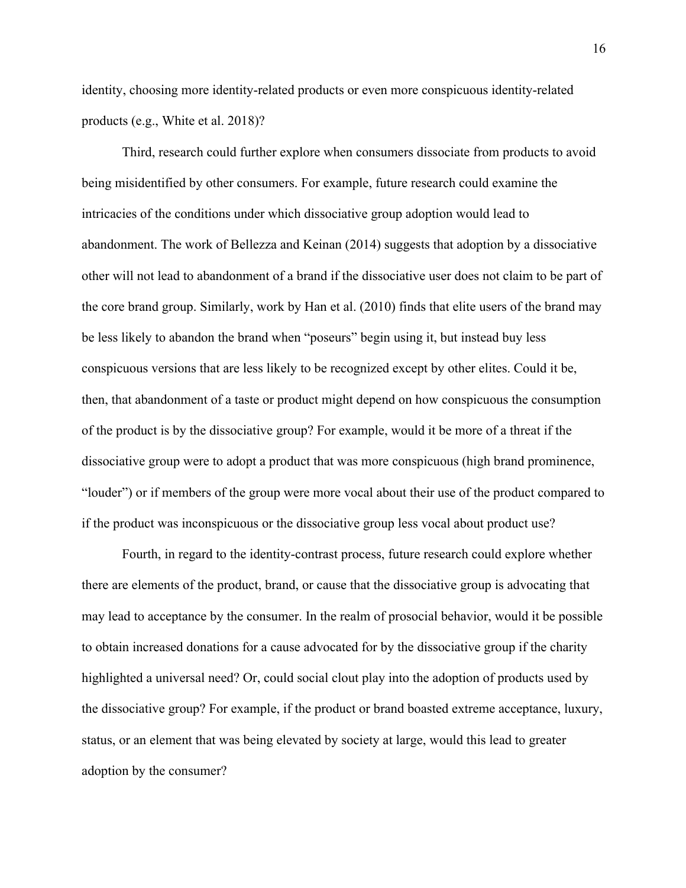identity, choosing more identity-related products or even more conspicuous identity-related products (e.g., White et al. 2018)?

Third, research could further explore when consumers dissociate from products to avoid being misidentified by other consumers. For example, future research could examine the intricacies of the conditions under which dissociative group adoption would lead to abandonment. The work of Bellezza and Keinan (2014) suggests that adoption by a dissociative other will not lead to abandonment of a brand if the dissociative user does not claim to be part of the core brand group. Similarly, work by Han et al. (2010) finds that elite users of the brand may be less likely to abandon the brand when "poseurs" begin using it, but instead buy less conspicuous versions that are less likely to be recognized except by other elites. Could it be, then, that abandonment of a taste or product might depend on how conspicuous the consumption of the product is by the dissociative group? For example, would it be more of a threat if the dissociative group were to adopt a product that was more conspicuous (high brand prominence, "louder") or if members of the group were more vocal about their use of the product compared to if the product was inconspicuous or the dissociative group less vocal about product use?

Fourth, in regard to the identity-contrast process, future research could explore whether there are elements of the product, brand, or cause that the dissociative group is advocating that may lead to acceptance by the consumer. In the realm of prosocial behavior, would it be possible to obtain increased donations for a cause advocated for by the dissociative group if the charity highlighted a universal need? Or, could social clout play into the adoption of products used by the dissociative group? For example, if the product or brand boasted extreme acceptance, luxury, status, or an element that was being elevated by society at large, would this lead to greater adoption by the consumer?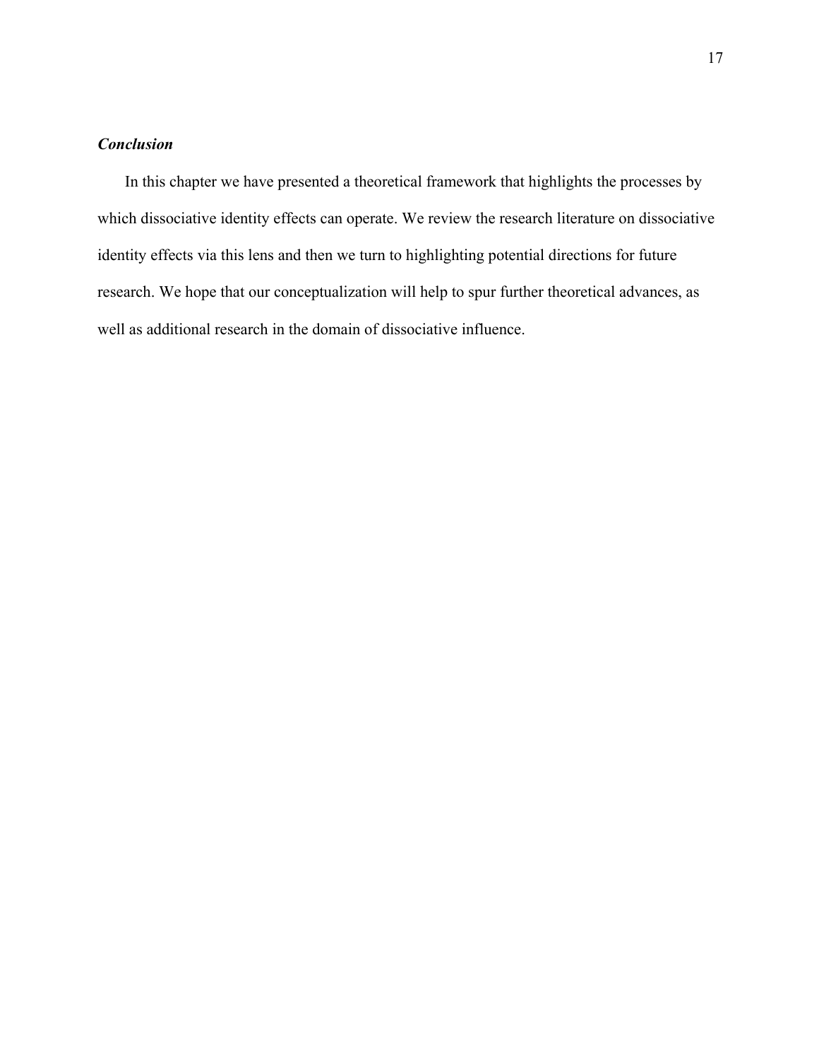### ***Conclusion***

In this chapter we have presented a theoretical framework that highlights the processes by which dissociative identity effects can operate. We review the research literature on dissociative identity effects via this lens and then we turn to highlighting potential directions for future research. We hope that our conceptualization will help to spur further theoretical advances, as well as additional research in the domain of dissociative influence.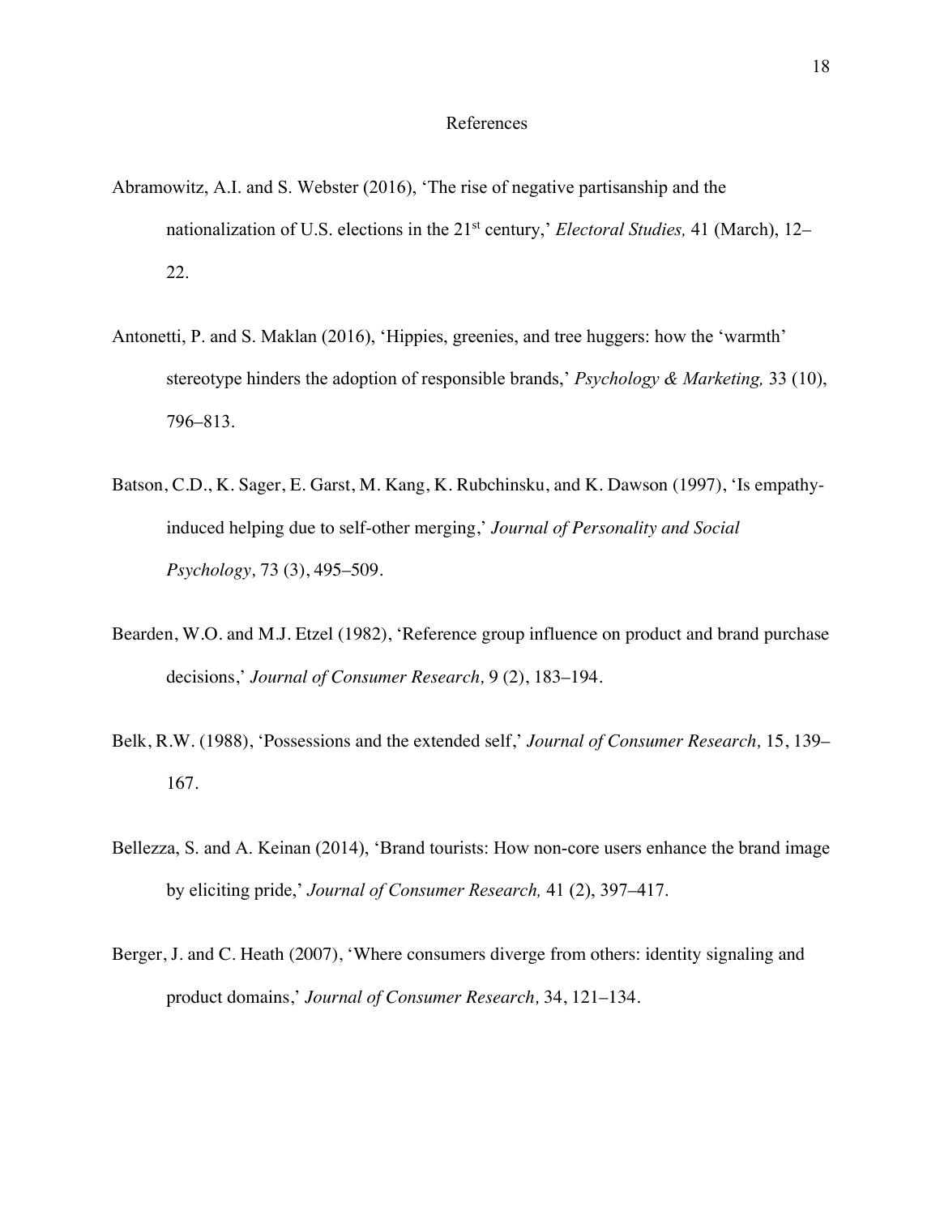# References

Abramowitz, A.I. and S. Webster (2016), 'The rise of negative partisanship and the nationalization of U.S. elections in the 21st century,' *Electoral Studies,* 41 (March), 12–22.

Antonetti, P. and S. Maklan (2016), 'Hippies, greenies, and tree huggers: how the 'warmth' stereotype hinders the adoption of responsible brands,' *Psychology & Marketing,* 33 (10), 796–813.

Batson, C.D., K. Sager, E. Garst, M. Kang, K. Rubchinsku, and K. Dawson (1997), 'Is empathy-induced helping due to self-other merging,' *Journal of Personality and Social Psychology,* 73 (3), 495–509.

Bearden, W.O. and M.J. Etzel (1982), 'Reference group influence on product and brand purchase decisions,' *Journal of Consumer Research,* 9 (2), 183–194.

Belk, R.W. (1988), 'Possessions and the extended self,' *Journal of Consumer Research,* 15, 139–167.

Bellezza, S. and A. Keinan (2014), 'Brand tourists: How non-core users enhance the brand image by eliciting pride,' *Journal of Consumer Research,* 41 (2), 397–417.

Berger, J. and C. Heath (2007), 'Where consumers diverge from others: identity signaling and product domains,' *Journal of Consumer Research,* 34, 121–134.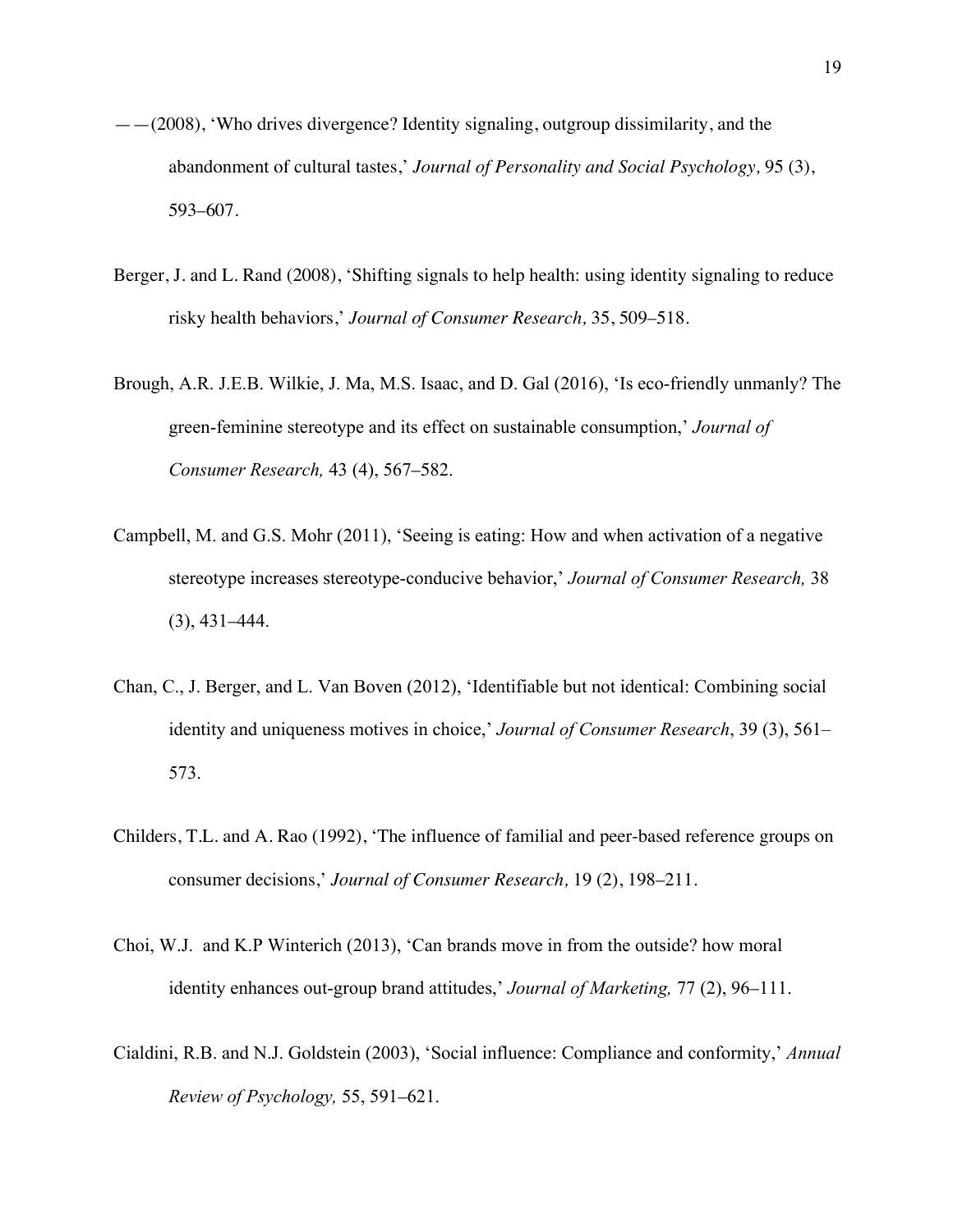——(2008), 'Who drives divergence? Identity signaling, outgroup dissimilarity, and the abandonment of cultural tastes,' *Journal of Personality and Social Psychology,* 95 (3), 593–607.

Berger, J. and L. Rand (2008), 'Shifting signals to help health: using identity signaling to reduce risky health behaviors,' *Journal of Consumer Research,* 35, 509–518.

Brough, A.R. J.E.B. Wilkie, J. Ma, M.S. Isaac, and D. Gal (2016), 'Is eco-friendly unmanly? The green-feminine stereotype and its effect on sustainable consumption,' *Journal of Consumer Research,* 43 (4), 567–582.

Campbell, M. and G.S. Mohr (2011), 'Seeing is eating: How and when activation of a negative stereotype increases stereotype-conducive behavior,' *Journal of Consumer Research,* 38 (3), 431–444.

Chan, C., J. Berger, and L. Van Boven (2012), 'Identifiable but not identical: Combining social identity and uniqueness motives in choice,' *Journal of Consumer Research*, 39 (3), 561–573.

Childers, T.L. and A. Rao (1992), 'The influence of familial and peer-based reference groups on consumer decisions,' *Journal of Consumer Research,* 19 (2), 198–211.

Choi, W.J. and K.P Winterich (2013), 'Can brands move in from the outside? how moral identity enhances out-group brand attitudes,' *Journal of Marketing,* 77 (2), 96–111.

Cialdini, R.B. and N.J. Goldstein (2003), 'Social influence: Compliance and conformity,' *Annual Review of Psychology,* 55, 591–621.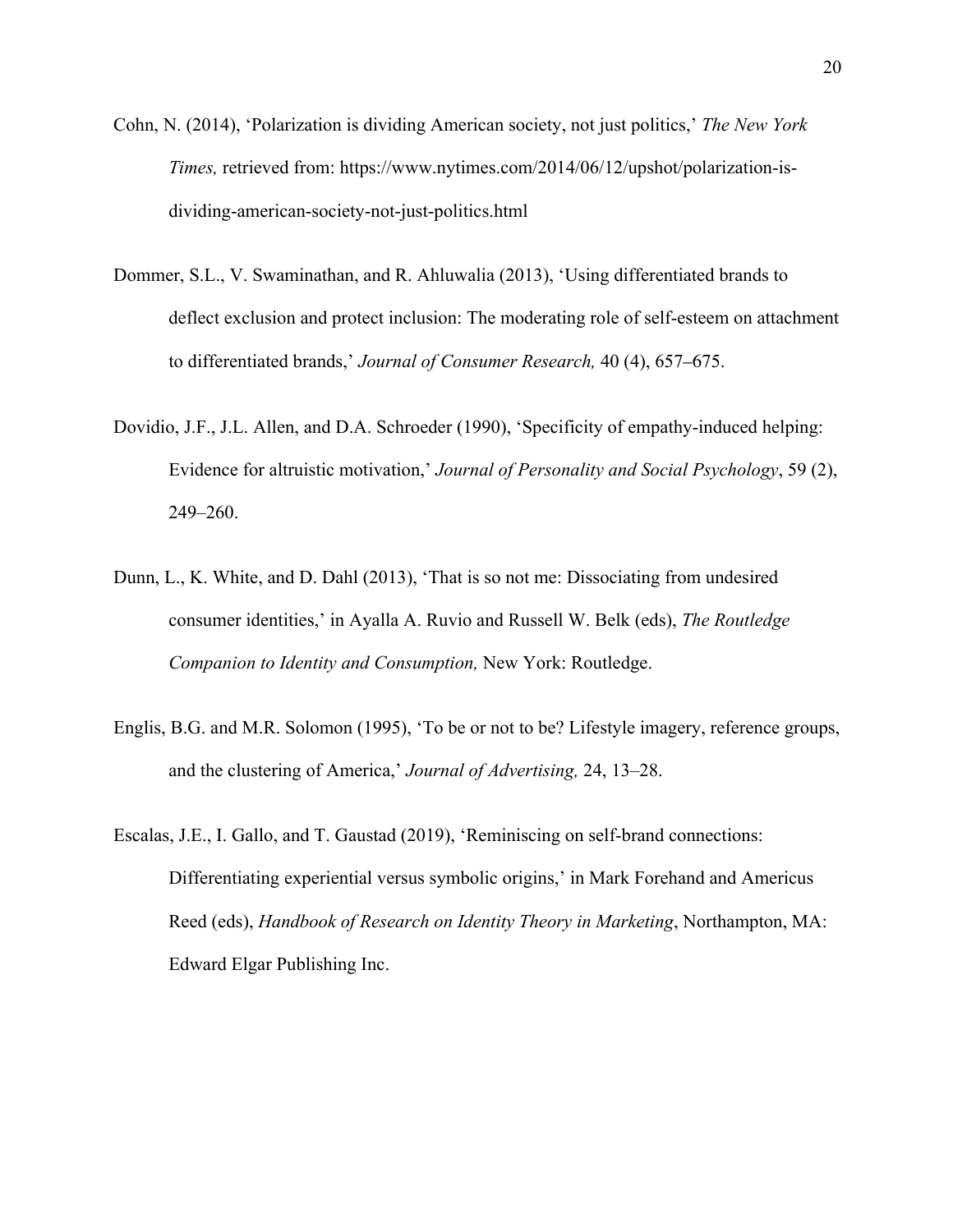Cohn, N. (2014), ‘Polarization is dividing American society, not just politics,’ *The New York Times,* retrieved from: https://www.nytimes.com/2014/06/12/upshot/polarization-is-dividing-american-society-not-just-politics.html

Dommer, S.L., V. Swaminathan, and R. Ahluwalia (2013), ‘Using differentiated brands to deflect exclusion and protect inclusion: The moderating role of self-esteem on attachment to differentiated brands,’ *Journal of Consumer Research,* 40 (4), 657–675.

Dovidio, J.F., J.L. Allen, and D.A. Schroeder (1990), ‘Specificity of empathy-induced helping: Evidence for altruistic motivation,’ *Journal of Personality and Social Psychology*, 59 (2), 249–260.

Dunn, L., K. White, and D. Dahl (2013), ‘That is so not me: Dissociating from undesired consumer identities,’ in Ayalla A. Ruvio and Russell W. Belk (eds), *The Routledge Companion to Identity and Consumption,* New York: Routledge.

Englis, B.G. and M.R. Solomon (1995), ‘To be or not to be? Lifestyle imagery, reference groups, and the clustering of America,’ *Journal of Advertising,* 24, 13–28.

Escalas, J.E., I. Gallo, and T. Gaustad (2019), ‘Reminiscing on self-brand connections: Differentiating experiential versus symbolic origins,’ in Mark Forehand and Americus Reed (eds), *Handbook of Research on Identity Theory in Marketing*, Northampton, MA: Edward Elgar Publishing Inc.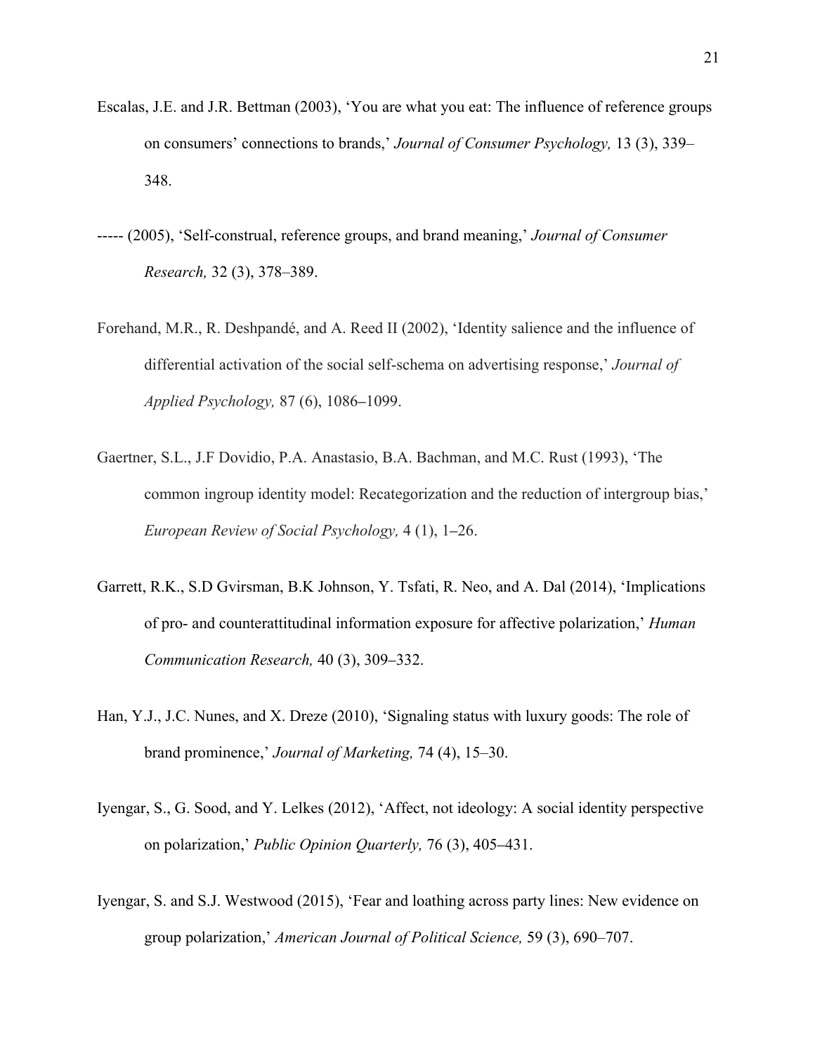Escalas, J.E. and J.R. Bettman (2003), 'You are what you eat: The influence of reference groups on consumers' connections to brands,' *Journal of Consumer Psychology,* 13 (3), 339–348.

----- (2005), 'Self-construal, reference groups, and brand meaning,' *Journal of Consumer Research,* 32 (3), 378–389.

Forehand, M.R., R. Deshpandé, and A. Reed II (2002), 'Identity salience and the influence of differential activation of the social self-schema on advertising response,' *Journal of Applied Psychology,* 87 (6), 1086–1099.

Gaertner, S.L., J.F Dovidio, P.A. Anastasio, B.A. Bachman, and M.C. Rust (1993), 'The common ingroup identity model: Recategorization and the reduction of intergroup bias,' *European Review of Social Psychology,* 4 (1), 1–26.

Garrett, R.K., S.D Gvirsman, B.K Johnson, Y. Tsfati, R. Neo, and A. Dal (2014), 'Implications of pro- and counterattitudinal information exposure for affective polarization,' *Human Communication Research,* 40 (3), 309–332.

Han, Y.J., J.C. Nunes, and X. Dreze (2010), 'Signaling status with luxury goods: The role of brand prominence,' *Journal of Marketing,* 74 (4), 15–30.

Iyengar, S., G. Sood, and Y. Lelkes (2012), 'Affect, not ideology: A social identity perspective on polarization,' *Public Opinion Quarterly,* 76 (3), 405–431.

Iyengar, S. and S.J. Westwood (2015), 'Fear and loathing across party lines: New evidence on group polarization,' *American Journal of Political Science,* 59 (3), 690–707.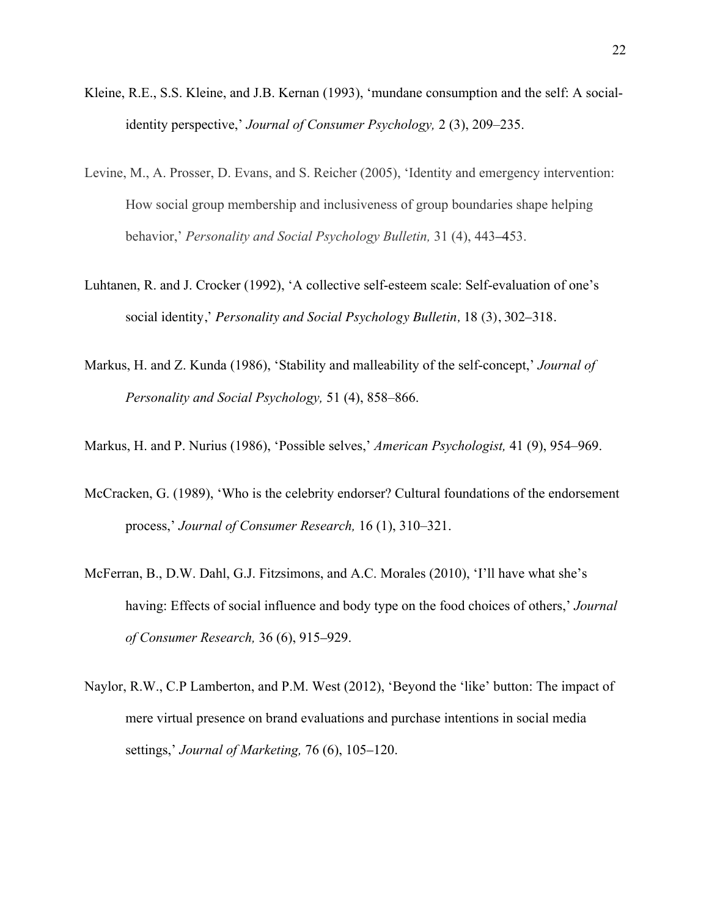Kleine, R.E., S.S. Kleine, and J.B. Kernan (1993), 'mundane consumption and the self: A social-identity perspective,' *Journal of Consumer Psychology,* 2 (3), 209–235.

Levine, M., A. Prosser, D. Evans, and S. Reicher (2005), 'Identity and emergency intervention: How social group membership and inclusiveness of group boundaries shape helping behavior,' *Personality and Social Psychology Bulletin,* 31 (4), 443–453.

Luhtanen, R. and J. Crocker (1992), 'A collective self-esteem scale: Self-evaluation of one's social identity,' *Personality and Social Psychology Bulletin,* 18 (3), 302–318.

Markus, H. and Z. Kunda (1986), 'Stability and malleability of the self-concept,' *Journal of Personality and Social Psychology,* 51 (4), 858–866.

Markus, H. and P. Nurius (1986), 'Possible selves,' *American Psychologist,* 41 (9), 954–969.

McCracken, G. (1989), 'Who is the celebrity endorser? Cultural foundations of the endorsement process,' *Journal of Consumer Research,* 16 (1), 310–321.

McFerran, B., D.W. Dahl, G.J. Fitzsimons, and A.C. Morales (2010), 'I'll have what she's having: Effects of social influence and body type on the food choices of others,' *Journal of Consumer Research,* 36 (6), 915–929.

Naylor, R.W., C.P Lamberton, and P.M. West (2012), 'Beyond the 'like' button: The impact of mere virtual presence on brand evaluations and purchase intentions in social media settings,' *Journal of Marketing,* 76 (6), 105–120.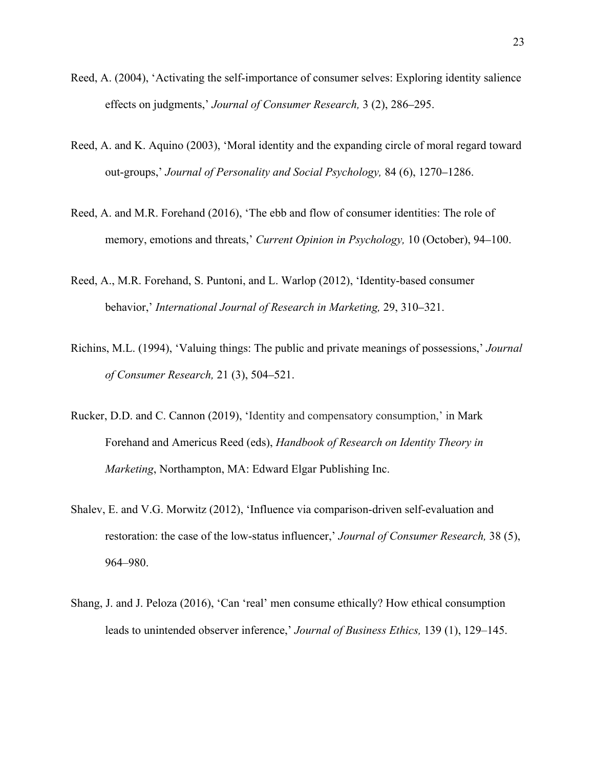Reed, A. (2004), 'Activating the self-importance of consumer selves: Exploring identity salience effects on judgments,' *Journal of Consumer Research,* 3 (2), 286–295.

Reed, A. and K. Aquino (2003), 'Moral identity and the expanding circle of moral regard toward out-groups,' *Journal of Personality and Social Psychology,* 84 (6), 1270–1286.

Reed, A. and M.R. Forehand (2016), 'The ebb and flow of consumer identities: The role of memory, emotions and threats,' *Current Opinion in Psychology,* 10 (October), 94–100.

Reed, A., M.R. Forehand, S. Puntoni, and L. Warlop (2012), 'Identity-based consumer behavior,' *International Journal of Research in Marketing,* 29, 310–321.

Richins, M.L. (1994), 'Valuing things: The public and private meanings of possessions,' *Journal of Consumer Research,* 21 (3), 504–521.

Rucker, D.D. and C. Cannon (2019), 'Identity and compensatory consumption,' in Mark Forehand and Americus Reed (eds), *Handbook of Research on Identity Theory in Marketing*, Northampton, MA: Edward Elgar Publishing Inc.

Shalev, E. and V.G. Morwitz (2012), 'Influence via comparison-driven self-evaluation and restoration: the case of the low-status influencer,' *Journal of Consumer Research,* 38 (5), 964–980.

Shang, J. and J. Peloza (2016), 'Can 'real' men consume ethically? How ethical consumption leads to unintended observer inference,' *Journal of Business Ethics,* 139 (1), 129–145.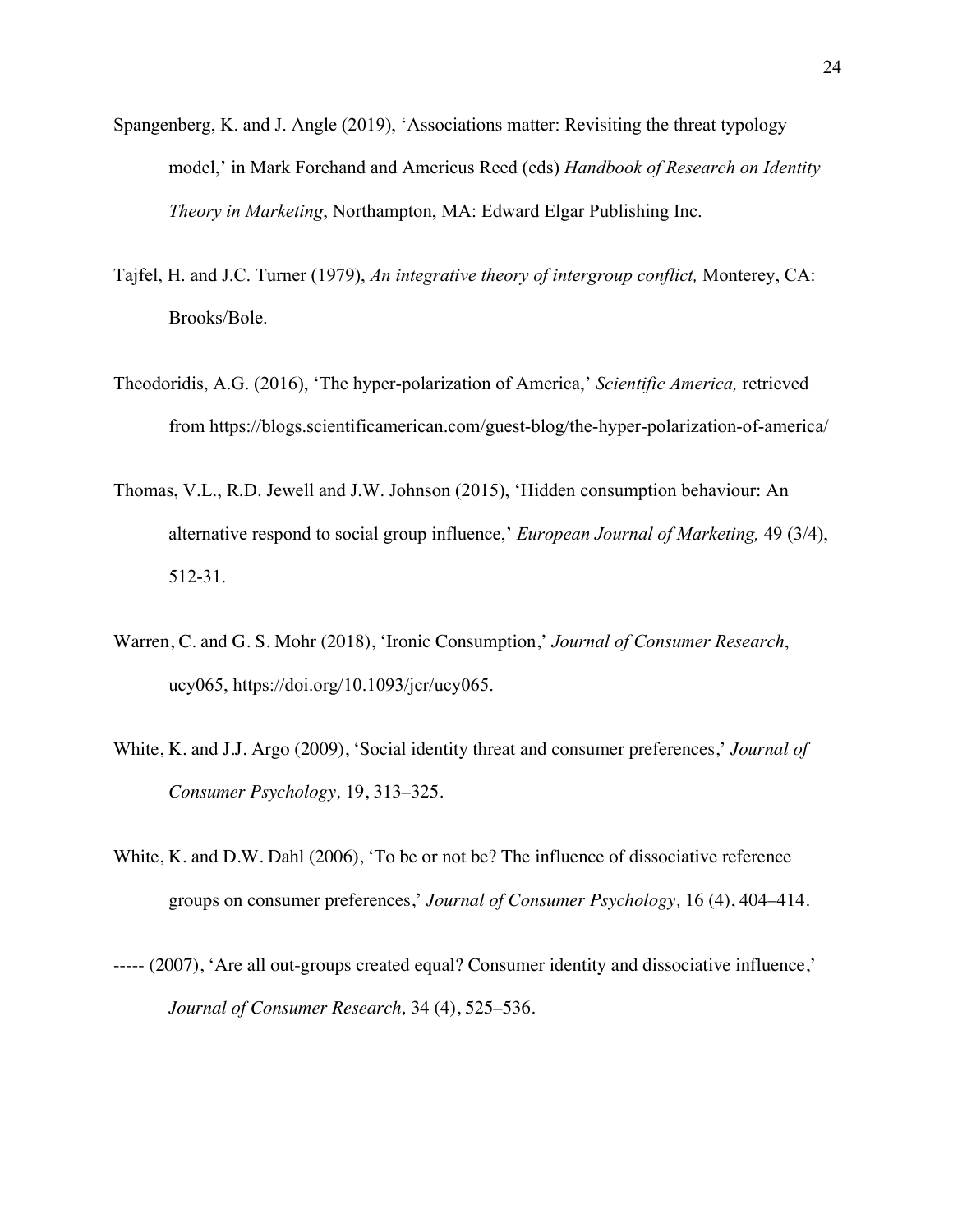Spangenberg, K. and J. Angle (2019), 'Associations matter: Revisiting the threat typology model,' in Mark Forehand and Americus Reed (eds) *Handbook of Research on Identity Theory in Marketing*, Northampton, MA: Edward Elgar Publishing Inc.

Tajfel, H. and J.C. Turner (1979), *An integrative theory of intergroup conflict,* Monterey, CA: Brooks/Bole.

Theodoridis, A.G. (2016), 'The hyper-polarization of America,' *Scientific America,* retrieved from https://blogs.scientificamerican.com/guest-blog/the-hyper-polarization-of-america/

Thomas, V.L., R.D. Jewell and J.W. Johnson (2015), 'Hidden consumption behaviour: An alternative respond to social group influence,' *European Journal of Marketing,* 49 (3/4), 512-31.

Warren, C. and G. S. Mohr (2018), 'Ironic Consumption,' *Journal of Consumer Research*, ucy065, https://doi.org/10.1093/jcr/ucy065.

White, K. and J.J. Argo (2009), 'Social identity threat and consumer preferences,' *Journal of Consumer Psychology,* 19, 313–325.

White, K. and D.W. Dahl (2006), 'To be or not be? The influence of dissociative reference groups on consumer preferences,' *Journal of Consumer Psychology,* 16 (4), 404–414.

----- (2007), 'Are all out-groups created equal? Consumer identity and dissociative influence,' *Journal of Consumer Research,* 34 (4), 525–536.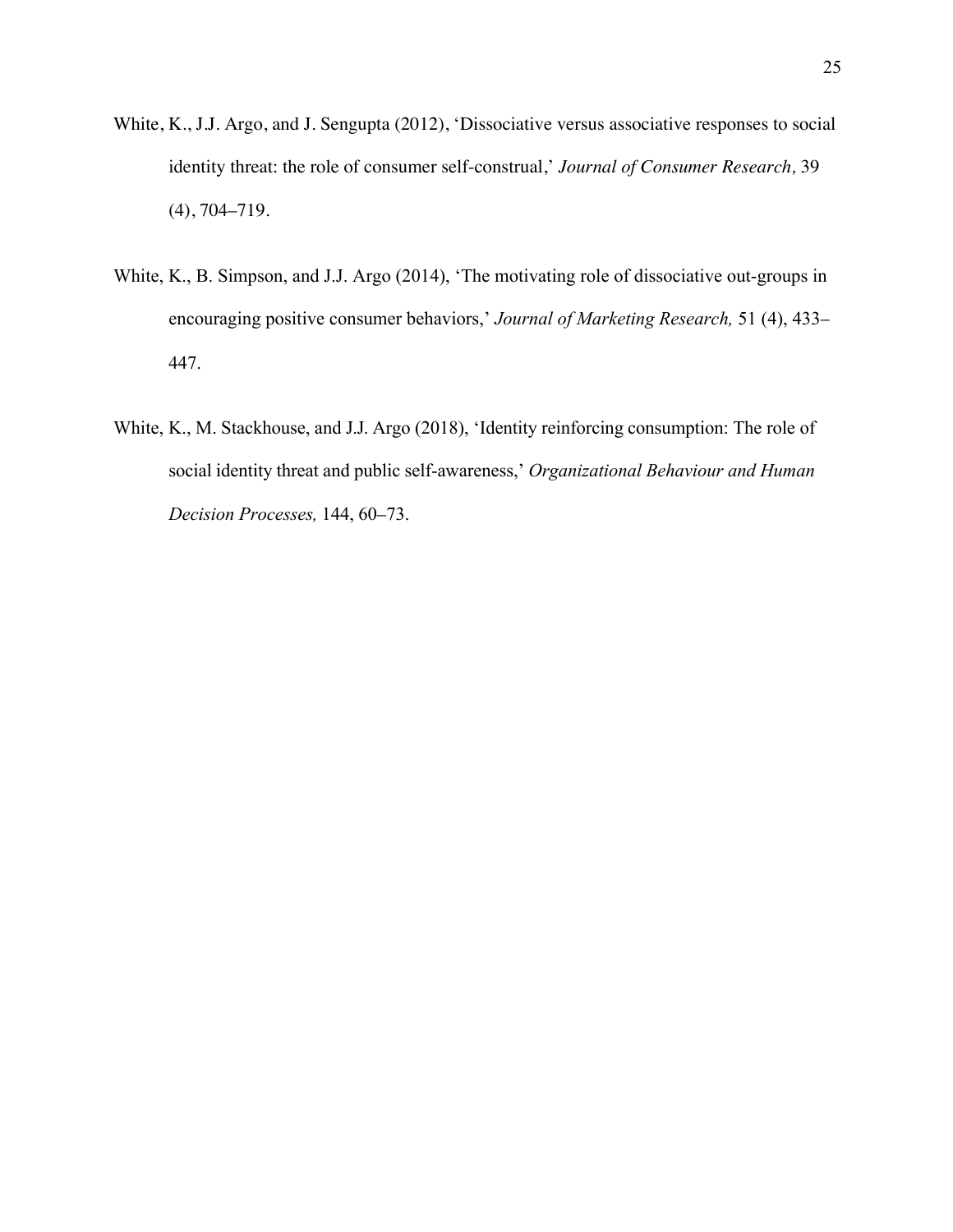White, K., J.J. Argo, and J. Sengupta (2012), 'Dissociative versus associative responses to social identity threat: the role of consumer self-construal,' *Journal of Consumer Research*, 39 (4), 704–719.

White, K., B. Simpson, and J.J. Argo (2014), 'The motivating role of dissociative out-groups in encouraging positive consumer behaviors,' *Journal of Marketing Research,* 51 (4), 433–447.

White, K., M. Stackhouse, and J.J. Argo (2018), 'Identity reinforcing consumption: The role of social identity threat and public self-awareness,' *Organizational Behaviour and Human Decision Processes,* 144, 60–73.